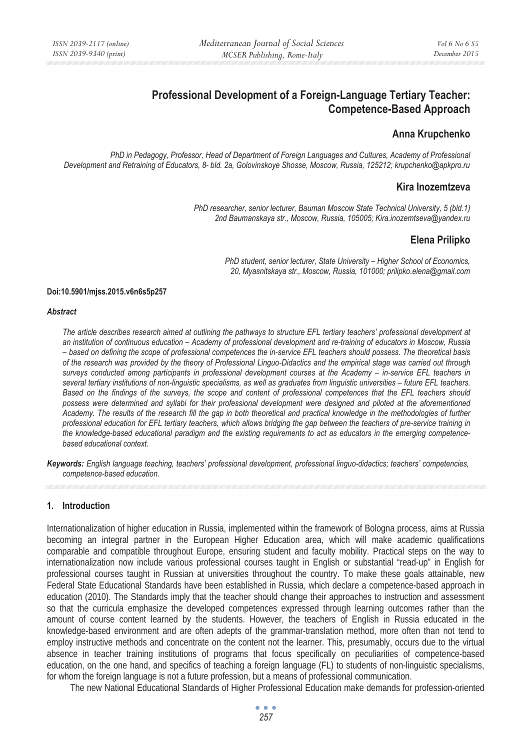# Professional Development of a Foreign-Language Tertiary Teacher: Competence-Based Approach

## Anna Krupchenko

*PhD in Pedagogy, Professor, Head of Department of Foreign Languages and Cultures, Academy of Professional Development and Retraining of Educators, 8- bld. 2a, Golovinskoye Shosse, Moscow, Russia, 125212; krupchenko@apkpro.ru*

## Kira Inozemtzeva

*PhD researcher, senior lecturer, Bauman Moscow State Technical University, 5 (bld.1) 2nd Baumanskaya str., Moscow, Russia, 105005; Kira.inozemtseva@yandex.ru*

## Elena Prilipko

*PhD student, senior lecturer, State University – Higher School of Economics, 20, Myasnitskaya str., Moscow, Russia, 101000; prilipko.elena@gmail.com*

**Doi:10.5901/mjss.2015.v6n6s5p257**

***Abstract***

*The article describes research aimed at outlining the pathways to structure EFL tertiary teachers' professional development at an institution of continuous education – Academy of professional development and re-training of educators in Moscow, Russia – based on defining the scope of professional competences the in-service EFL teachers should possess. The theoretical basis of the research was provided by the theory of Professional Linguo-Didactics and the empirical stage was carried out through surveys conducted among participants in professional development courses at the Academy – in-service EFL teachers in several tertiary institutions of non-linguistic specialisms, as well as graduates from linguistic universities – future EFL teachers. Based on the findings of the surveys, the scope and content of professional competences that the EFL teachers should possess were determined and syllabi for their professional development were designed and piloted at the aforementioned Academy. The results of the research fill the gap in both theoretical and practical knowledge in the methodologies of further professional education for EFL tertiary teachers, which allows bridging the gap between the teachers of pre-service training in the knowledge-based educational paradigm and the existing requirements to act as educators in the emerging competence-based educational context.*

***Keywords:*** *English language teaching, teachers' professional development, professional linguo-didactics; teachers' competencies, competence-based education.*

## 1. Introduction

Internationalization of higher education in Russia, implemented within the framework of Bologna process, aims at Russia becoming an integral partner in the European Higher Education area, which will make academic qualifications comparable and compatible throughout Europe, ensuring student and faculty mobility. Practical steps on the way to internationalization now include various professional courses taught in English or substantial "read-up" in English for professional courses taught in Russian at universities throughout the country. To make these goals attainable, new Federal State Educational Standards have been established in Russia, which declare a competence-based approach in education (2010). The Standards imply that the teacher should change their approaches to instruction and assessment so that the curricula emphasize the developed competences expressed through learning outcomes rather than the amount of course content learned by the students. However, the teachers of English in Russia educated in the knowledge-based environment and are often adepts of the grammar-translation method, more often than not tend to employ instructive methods and concentrate on the content not the learner. This, presumably, occurs due to the virtual absence in teacher training institutions of programs that focus specifically on peculiarities of competence-based education, on the one hand, and specifics of teaching a foreign language (FL) to students of non-linguistic specialisms, for whom the foreign language is not a future profession, but a means of professional communication.

The new National Educational Standards of Higher Professional Education make demands for profession-oriented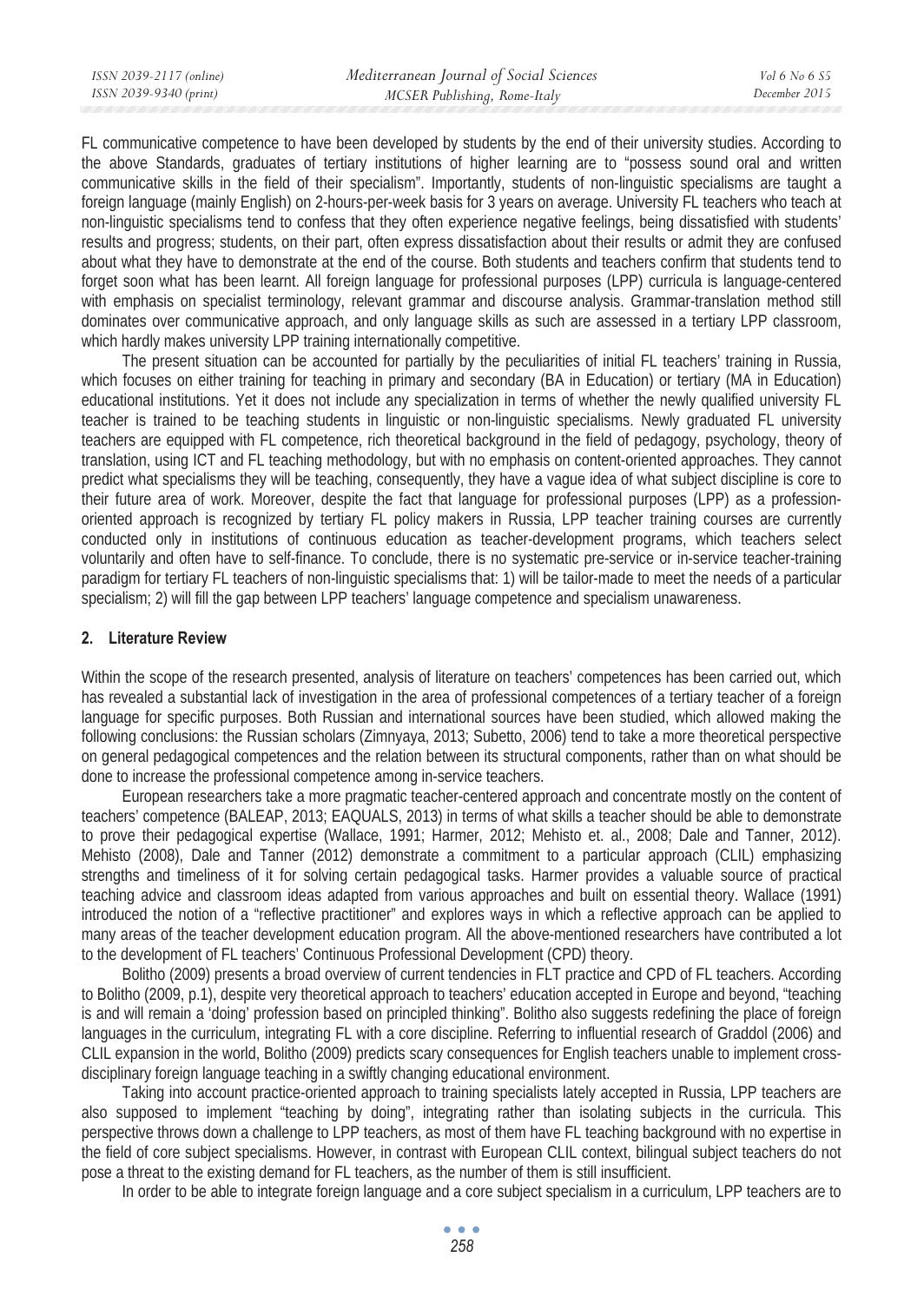FL communicative competence to have been developed by students by the end of their university studies. According to the above Standards, graduates of tertiary institutions of higher learning are to "possess sound oral and written communicative skills in the field of their specialism". Importantly, students of non-linguistic specialisms are taught a foreign language (mainly English) on 2-hours-per-week basis for 3 years on average. University FL teachers who teach at non-linguistic specialisms tend to confess that they often experience negative feelings, being dissatisfied with students' results and progress; students, on their part, often express dissatisfaction about their results or admit they are confused about what they have to demonstrate at the end of the course. Both students and teachers confirm that students tend to forget soon what has been learnt. All foreign language for professional purposes (LPP) curricula is language-centered with emphasis on specialist terminology, relevant grammar and discourse analysis. Grammar-translation method still dominates over communicative approach, and only language skills as such are assessed in a tertiary LPP classroom, which hardly makes university LPP training internationally competitive.

The present situation can be accounted for partially by the peculiarities of initial FL teachers' training in Russia, which focuses on either training for teaching in primary and secondary (BA in Education) or tertiary (MA in Education) educational institutions. Yet it does not include any specialization in terms of whether the newly qualified university FL teacher is trained to be teaching students in linguistic or non-linguistic specialisms. Newly graduated FL university teachers are equipped with FL competence, rich theoretical background in the field of pedagogy, psychology, theory of translation, using ICT and FL teaching methodology, but with no emphasis on content-oriented approaches. They cannot predict what specialisms they will be teaching, consequently, they have a vague idea of what subject discipline is core to their future area of work. Moreover, despite the fact that language for professional purposes (LPP) as a profession-oriented approach is recognized by tertiary FL policy makers in Russia, LPP teacher training courses are currently conducted only in institutions of continuous education as teacher-development programs, which teachers select voluntarily and often have to self-finance. To conclude, there is no systematic pre-service or in-service teacher-training paradigm for tertiary FL teachers of non-linguistic specialisms that: 1) will be tailor-made to meet the needs of a particular specialism; 2) will fill the gap between LPP teachers' language competence and specialism unawareness.

## 2. Literature Review

Within the scope of the research presented, analysis of literature on teachers' competences has been carried out, which has revealed a substantial lack of investigation in the area of professional competences of a tertiary teacher of a foreign language for specific purposes. Both Russian and international sources have been studied, which allowed making the following conclusions: the Russian scholars (Zimnyaya, 2013; Subetto, 2006) tend to take a more theoretical perspective on general pedagogical competences and the relation between its structural components, rather than on what should be done to increase the professional competence among in-service teachers.

European researchers take a more pragmatic teacher-centered approach and concentrate mostly on the content of teachers' competence (BALEAP, 2013; EAQUALS, 2013) in terms of what skills a teacher should be able to demonstrate to prove their pedagogical expertise (Wallace, 1991; Harmer, 2012; Mehisto et. al., 2008; Dale and Tanner, 2012). Mehisto (2008), Dale and Tanner (2012) demonstrate a commitment to a particular approach (CLIL) emphasizing strengths and timeliness of it for solving certain pedagogical tasks. Harmer provides a valuable source of practical teaching advice and classroom ideas adapted from various approaches and built on essential theory. Wallace (1991) introduced the notion of a "reflective practitioner" and explores ways in which a reflective approach can be applied to many areas of the teacher development education program. All the above-mentioned researchers have contributed a lot to the development of FL teachers' Continuous Professional Development (CPD) theory.

Bolitho (2009) presents a broad overview of current tendencies in FLT practice and CPD of FL teachers. According to Bolitho (2009, p.1), despite very theoretical approach to teachers' education accepted in Europe and beyond, "teaching is and will remain a 'doing' profession based on principled thinking". Bolitho also suggests redefining the place of foreign languages in the curriculum, integrating FL with a core discipline. Referring to influential research of Graddol (2006) and CLIL expansion in the world, Bolitho (2009) predicts scary consequences for English teachers unable to implement cross-disciplinary foreign language teaching in a swiftly changing educational environment.

Taking into account practice-oriented approach to training specialists lately accepted in Russia, LPP teachers are also supposed to implement "teaching by doing", integrating rather than isolating subjects in the curricula. This perspective throws down a challenge to LPP teachers, as most of them have FL teaching background with no expertise in the field of core subject specialisms. However, in contrast with European CLIL context, bilingual subject teachers do not pose a threat to the existing demand for FL teachers, as the number of them is still insufficient.

In order to be able to integrate foreign language and a core subject specialism in a curriculum, LPP teachers are to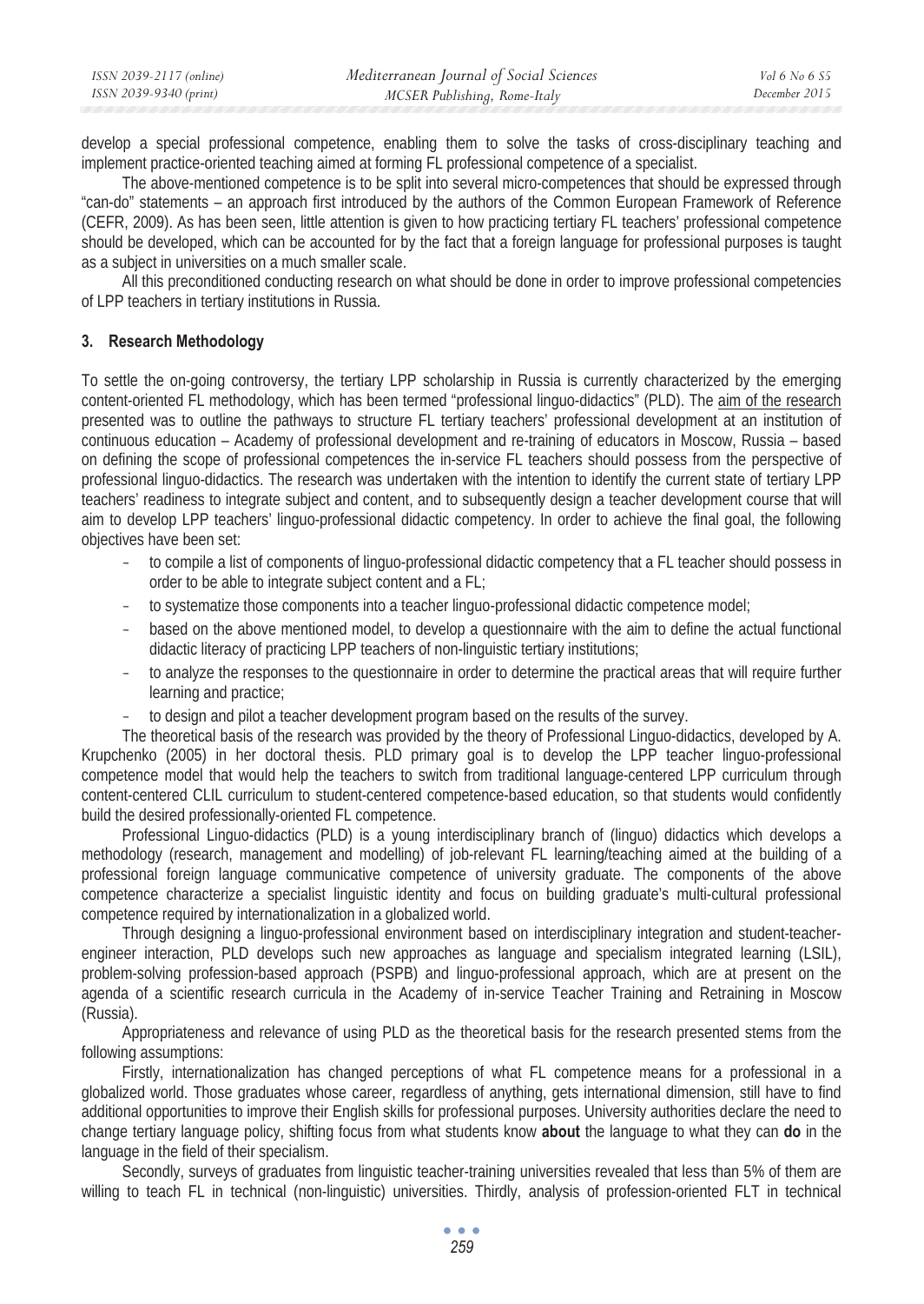develop a special professional competence, enabling them to solve the tasks of cross-disciplinary teaching and implement practice-oriented teaching aimed at forming FL professional competence of a specialist.

The above-mentioned competence is to be split into several micro-competences that should be expressed through "can-do" statements – an approach first introduced by the authors of the Common European Framework of Reference (CEFR, 2009). As has been seen, little attention is given to how practicing tertiary FL teachers' professional competence should be developed, which can be accounted for by the fact that a foreign language for professional purposes is taught as a subject in universities on a much smaller scale.

All this preconditioned conducting research on what should be done in order to improve professional competencies of LPP teachers in tertiary institutions in Russia.

## 3. Research Methodology

To settle the on-going controversy, the tertiary LPP scholarship in Russia is currently characterized by the emerging content-oriented FL methodology, which has been termed "professional linguo-didactics" (PLD). The aim of the research presented was to outline the pathways to structure FL tertiary teachers' professional development at an institution of continuous education – Academy of professional development and re-training of educators in Moscow, Russia – based on defining the scope of professional competences the in-service FL teachers should possess from the perspective of professional linguo-didactics. The research was undertaken with the intention to identify the current state of tertiary LPP teachers' readiness to integrate subject and content, and to subsequently design a teacher development course that will aim to develop LPP teachers' linguo-professional didactic competency. In order to achieve the final goal, the following objectives have been set:

- to compile a list of components of linguo-professional didactic competency that a FL teacher should possess in order to be able to integrate subject content and a FL;
- to systematize those components into a teacher linguo-professional didactic competence model;
- based on the above mentioned model, to develop a questionnaire with the aim to define the actual functional didactic literacy of practicing LPP teachers of non-linguistic tertiary institutions;
- to analyze the responses to the questionnaire in order to determine the practical areas that will require further learning and practice;
- to design and pilot a teacher development program based on the results of the survey.

The theoretical basis of the research was provided by the theory of Professional Linguo-didactics, developed by A. Krupchenko (2005) in her doctoral thesis. PLD primary goal is to develop the LPP teacher linguo-professional competence model that would help the teachers to switch from traditional language-centered LPP curriculum through content-centered CLIL curriculum to student-centered competence-based education, so that students would confidently build the desired professionally-oriented FL competence.

Professional Linguo-didactics (PLD) is a young interdisciplinary branch of (linguo) didactics which develops a methodology (research, management and modelling) of job-relevant FL learning/teaching aimed at the building of a professional foreign language communicative competence of university graduate. The components of the above competence characterize a specialist linguistic identity and focus on building graduate's multi-cultural professional competence required by internationalization in a globalized world.

Through designing a linguo-professional environment based on interdisciplinary integration and student-teacher-engineer interaction, PLD develops such new approaches as language and specialism integrated learning (LSIL), problem-solving profession-based approach (PSPB) and linguo-professional approach, which are at present on the agenda of a scientific research curricula in the Academy of in-service Teacher Training and Retraining in Moscow (Russia).

Appropriateness and relevance of using PLD as the theoretical basis for the research presented stems from the following assumptions:

Firstly, internationalization has changed perceptions of what FL competence means for a professional in a globalized world. Those graduates whose career, regardless of anything, gets international dimension, still have to find additional opportunities to improve their English skills for professional purposes. University authorities declare the need to change tertiary language policy, shifting focus from what students know **about** the language to what they can **do** in the language in the field of their specialism.

Secondly, surveys of graduates from linguistic teacher-training universities revealed that less than 5% of them are willing to teach FL in technical (non-linguistic) universities. Thirdly, analysis of profession-oriented FLT in technical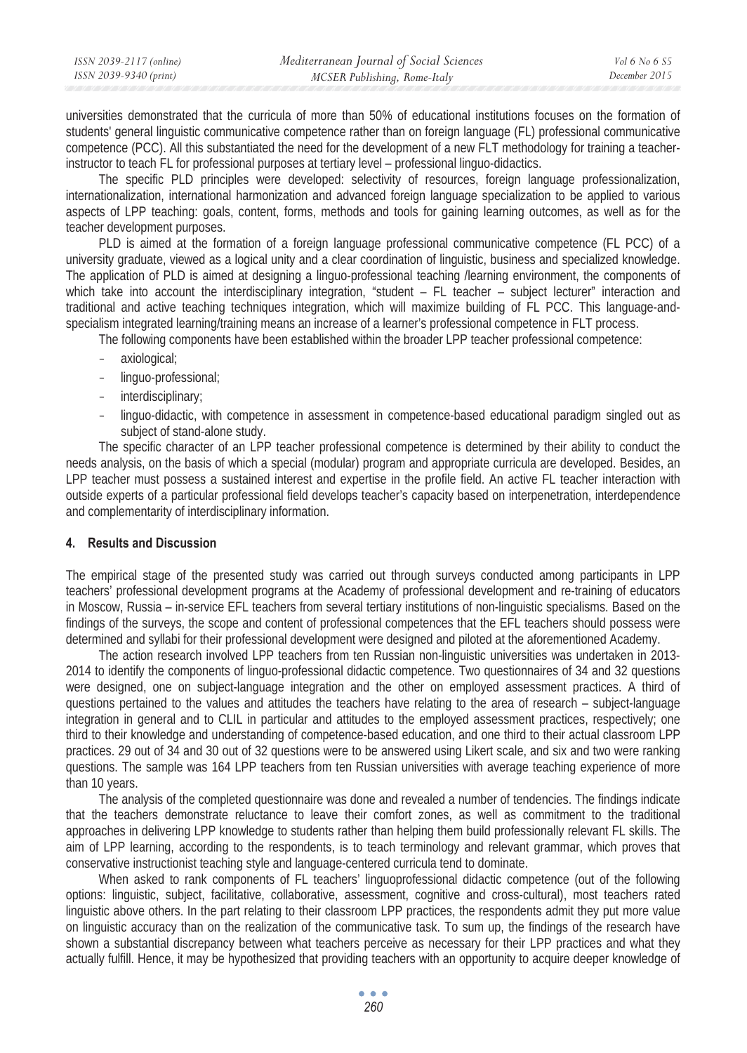universities demonstrated that the curricula of more than 50% of educational institutions focuses on the formation of students' general linguistic communicative competence rather than on foreign language (FL) professional communicative competence (PCC). All this substantiated the need for the development of a new FLT methodology for training a teacher-instructor to teach FL for professional purposes at tertiary level – professional linguo-didactics.

The specific PLD principles were developed: selectivity of resources, foreign language professionalization, internationalization, international harmonization and advanced foreign language specialization to be applied to various aspects of LPP teaching: goals, content, forms, methods and tools for gaining learning outcomes, as well as for the teacher development purposes.

PLD is aimed at the formation of a foreign language professional communicative competence (FL PCC) of a university graduate, viewed as a logical unity and a clear coordination of linguistic, business and specialized knowledge. The application of PLD is aimed at designing a linguo-professional teaching /learning environment, the components of which take into account the interdisciplinary integration, "student – FL teacher – subject lecturer" interaction and traditional and active teaching techniques integration, which will maximize building of FL PCC. This language-and-specialism integrated learning/training means an increase of a learner's professional competence in FLT process.

The following components have been established within the broader LPP teacher professional competence:

- axiological;
- linguo-professional;
- interdisciplinary;
- linguo-didactic, with competence in assessment in competence-based educational paradigm singled out as subject of stand-alone study.

The specific character of an LPP teacher professional competence is determined by their ability to conduct the needs analysis, on the basis of which a special (modular) program and appropriate curricula are developed. Besides, an LPP teacher must possess a sustained interest and expertise in the profile field. An active FL teacher interaction with outside experts of a particular professional field develops teacher's capacity based on interpenetration, interdependence and complementarity of interdisciplinary information.

## 4. Results and Discussion

The empirical stage of the presented study was carried out through surveys conducted among participants in LPP teachers' professional development programs at the Academy of professional development and re-training of educators in Moscow, Russia – in-service EFL teachers from several tertiary institutions of non-linguistic specialisms. Based on the findings of the surveys, the scope and content of professional competences that the EFL teachers should possess were determined and syllabi for their professional development were designed and piloted at the aforementioned Academy.

The action research involved LPP teachers from ten Russian non-linguistic universities was undertaken in 2013-2014 to identify the components of linguo-professional didactic competence. Two questionnaires of 34 and 32 questions were designed, one on subject-language integration and the other on employed assessment practices. A third of questions pertained to the values and attitudes the teachers have relating to the area of research – subject-language integration in general and to CLIL in particular and attitudes to the employed assessment practices, respectively; one third to their knowledge and understanding of competence-based education, and one third to their actual classroom LPP practices. 29 out of 34 and 30 out of 32 questions were to be answered using Likert scale, and six and two were ranking questions. The sample was 164 LPP teachers from ten Russian universities with average teaching experience of more than 10 years.

The analysis of the completed questionnaire was done and revealed a number of tendencies. The findings indicate that the teachers demonstrate reluctance to leave their comfort zones, as well as commitment to the traditional approaches in delivering LPP knowledge to students rather than helping them build professionally relevant FL skills. The aim of LPP learning, according to the respondents, is to teach terminology and relevant grammar, which proves that conservative instructionist teaching style and language-centered curricula tend to dominate.

When asked to rank components of FL teachers' linguoprofessional didactic competence (out of the following options: linguistic, subject, facilitative, collaborative, assessment, cognitive and cross-cultural), most teachers rated linguistic above others. In the part relating to their classroom LPP practices, the respondents admit they put more value on linguistic accuracy than on the realization of the communicative task. To sum up, the findings of the research have shown a substantial discrepancy between what teachers perceive as necessary for their LPP practices and what they actually fulfill. Hence, it may be hypothesized that providing teachers with an opportunity to acquire deeper knowledge of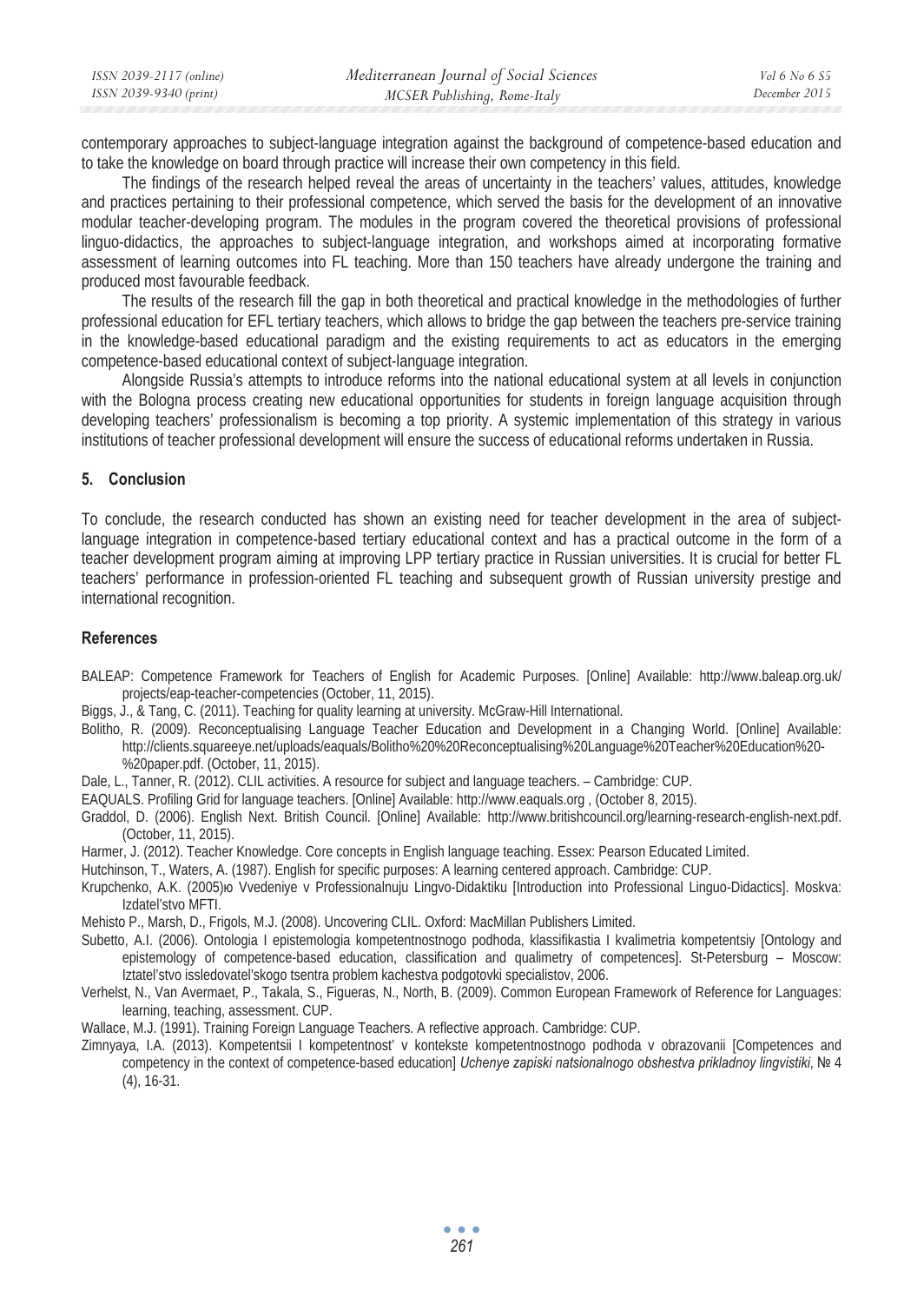contemporary approaches to subject-language integration against the background of competence-based education and to take the knowledge on board through practice will increase their own competency in this field.

The findings of the research helped reveal the areas of uncertainty in the teachers' values, attitudes, knowledge and practices pertaining to their professional competence, which served the basis for the development of an innovative modular teacher-developing program. The modules in the program covered the theoretical provisions of professional linguo-didactics, the approaches to subject-language integration, and workshops aimed at incorporating formative assessment of learning outcomes into FL teaching. More than 150 teachers have already undergone the training and produced most favourable feedback.

The results of the research fill the gap in both theoretical and practical knowledge in the methodologies of further professional education for EFL tertiary teachers, which allows to bridge the gap between the teachers pre-service training in the knowledge-based educational paradigm and the existing requirements to act as educators in the emerging competence-based educational context of subject-language integration.

Alongside Russia's attempts to introduce reforms into the national educational system at all levels in conjunction with the Bologna process creating new educational opportunities for students in foreign language acquisition through developing teachers' professionalism is becoming a top priority. A systemic implementation of this strategy in various institutions of teacher professional development will ensure the success of educational reforms undertaken in Russia.

## 5. Conclusion

To conclude, the research conducted has shown an existing need for teacher development in the area of subject-language integration in competence-based tertiary educational context and has a practical outcome in the form of a teacher development program aiming at improving LPP tertiary practice in Russian universities. It is crucial for better FL teachers' performance in profession-oriented FL teaching and subsequent growth of Russian university prestige and international recognition.

## References

BALEAP: Competence Framework for Teachers of English for Academic Purposes. [Online] Available: http://www.baleap.org.uk/projects/eap-teacher-competencies (October, 11, 2015).

Biggs, J., & Tang, C. (2011). Teaching for quality learning at university. McGraw-Hill International.

Bolitho, R. (2009). Reconceptualising Language Teacher Education and Development in a Changing World. [Online] Available: http://clients.squareeye.net/uploads/eaquals/Bolitho%20%20Reconceptualising%20Language%20Teacher%20Education%20-%20paper.pdf. (October, 11, 2015).

Dale, L., Tanner, R. (2012). CLIL activities. A resource for subject and language teachers. – Cambridge: CUP.

EAQUALS. Profiling Grid for language teachers. [Online] Available: http://www.eaquals.org , (October 8, 2015).

Graddol, D. (2006). English Next. British Council. [Online] Available: http://www.britishcouncil.org/learning-research-english-next.pdf. (October, 11, 2015).

Harmer, J. (2012). Teacher Knowledge. Core concepts in English language teaching. Essex: Pearson Educated Limited.

Hutchinson, T., Waters, A. (1987). English for specific purposes: A learning centered approach. Cambridge: CUP.

Krupchenko, A.K. (2005)ю Vvedeniye v Professionalnuju Lingvo-Didaktiku [Introduction into Professional Linguo-Didactics]. Moskva: Izdatel'stvo MFTI.

Mehisto P., Marsh, D., Frigols, M.J. (2008). Uncovering CLIL. Oxford: MacMillan Publishers Limited.

Subetto, A.I. (2006). Ontologia I epistemologia kompetentnostnogo podhoda, klassifikastia I kvalimetria kompetentsiy [Ontology and epistemology of competence-based education, classification and qualimetry of competences]. St-Petersburg – Moscow: Iztatel'stvo issledovatel'skogo tsentra problem kachestva podgotovki specialistov, 2006.

Verhelst, N., Van Avermaet, P., Takala, S., Figueras, N., North, B. (2009). Common European Framework of Reference for Languages: learning, teaching, assessment. CUP.

Wallace, M.J. (1991). Training Foreign Language Teachers. A reflective approach. Cambridge: CUP.

Zimnyaya, I.A. (2013). Kompetentsii I kompetentnost' v kontekste kompetentnostnogo podhoda v obrazovanii [Competences and competency in the context of competence-based education] *Uchenye zapiski natsionalnogo obshestva prikladnoy lingvistiki*, № 4 (4), 16-31.